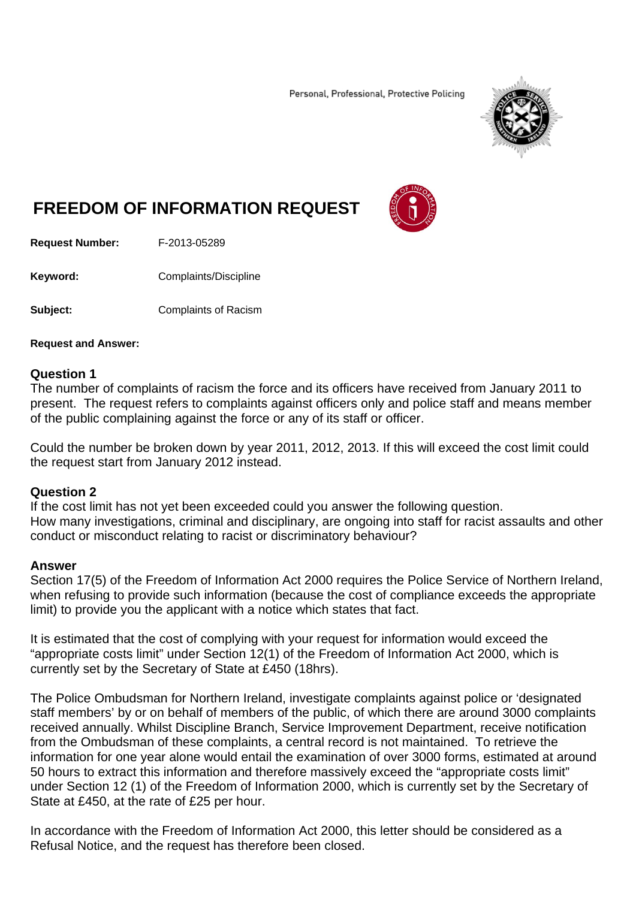Personal, Professional, Protective Policing

# FREEDOM OF INFORMATION REQUEST

**Request Number:** F-2013-05289

**Keyword:** Complaints/Discipline

**Subject:** Complaints of Racism

**Request and Answer:**

## Question 1

The number of complaints of racism the force and its officers have received from January 2011 to present. The request refers to complaints against officers only and police staff and means member of the public complaining against the force or any of its staff or officer.

Could the number be broken down by year 2011, 2012, 2013. If this will exceed the cost limit could the request start from January 2012 instead.

## Question 2

If the cost limit has not yet been exceeded could you answer the following question.
How many investigations, criminal and disciplinary, are ongoing into staff for racist assaults and other conduct or misconduct relating to racist or discriminatory behaviour?

## Answer

Section 17(5) of the Freedom of Information Act 2000 requires the Police Service of Northern Ireland, when refusing to provide such information (because the cost of compliance exceeds the appropriate limit) to provide you the applicant with a notice which states that fact.

It is estimated that the cost of complying with your request for information would exceed the "appropriate costs limit" under Section 12(1) of the Freedom of Information Act 2000, which is currently set by the Secretary of State at £450 (18hrs).

The Police Ombudsman for Northern Ireland, investigate complaints against police or 'designated staff members' by or on behalf of members of the public, of which there are around 3000 complaints received annually. Whilst Discipline Branch, Service Improvement Department, receive notification from the Ombudsman of these complaints, a central record is not maintained. To retrieve the information for one year alone would entail the examination of over 3000 forms, estimated at around 50 hours to extract this information and therefore massively exceed the "appropriate costs limit" under Section 12 (1) of the Freedom of Information 2000, which is currently set by the Secretary of State at £450, at the rate of £25 per hour.

In accordance with the Freedom of Information Act 2000, this letter should be considered as a Refusal Notice, and the request has therefore been closed.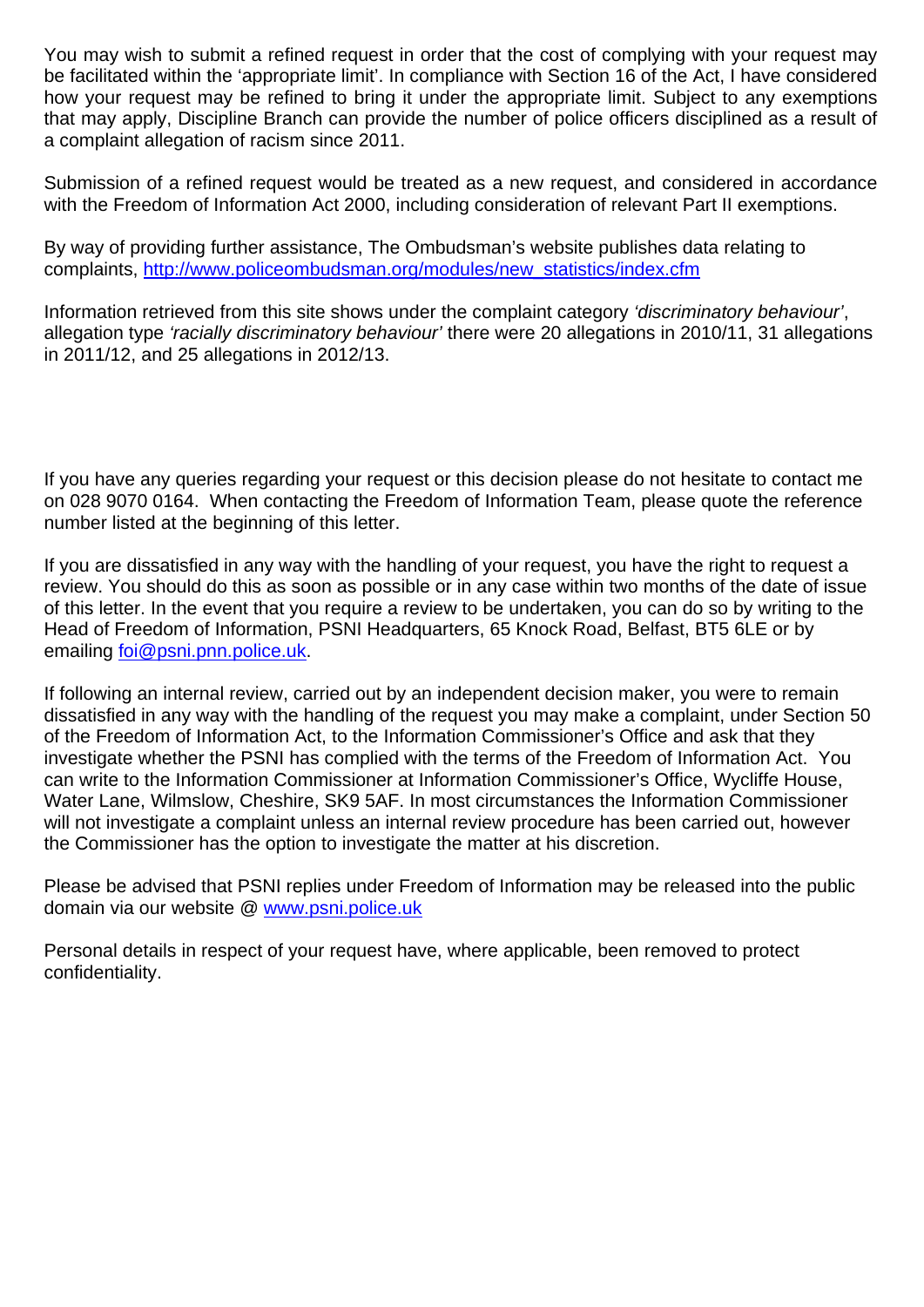You may wish to submit a refined request in order that the cost of complying with your request may be facilitated within the 'appropriate limit'. In compliance with Section 16 of the Act, I have considered how your request may be refined to bring it under the appropriate limit. Subject to any exemptions that may apply, Discipline Branch can provide the number of police officers disciplined as a result of a complaint allegation of racism since 2011.

Submission of a refined request would be treated as a new request, and considered in accordance with the Freedom of Information Act 2000, including consideration of relevant Part II exemptions.

By way of providing further assistance, The Ombudsman's website publishes data relating to complaints, http://www.policeombudsman.org/modules/new_statistics/index.cfm

Information retrieved from this site shows under the complaint category *'discriminatory behaviour'*, allegation type *'racially discriminatory behaviour'* there were 20 allegations in 2010/11, 31 allegations in 2011/12, and 25 allegations in 2012/13.

If you have any queries regarding your request or this decision please do not hesitate to contact me on 028 9070 0164. When contacting the Freedom of Information Team, please quote the reference number listed at the beginning of this letter.

If you are dissatisfied in any way with the handling of your request, you have the right to request a review. You should do this as soon as possible or in any case within two months of the date of issue of this letter. In the event that you require a review to be undertaken, you can do so by writing to the Head of Freedom of Information, PSNI Headquarters, 65 Knock Road, Belfast, BT5 6LE or by emailing foi@psni.pnn.police.uk.

If following an internal review, carried out by an independent decision maker, you were to remain dissatisfied in any way with the handling of the request you may make a complaint, under Section 50 of the Freedom of Information Act, to the Information Commissioner's Office and ask that they investigate whether the PSNI has complied with the terms of the Freedom of Information Act. You can write to the Information Commissioner at Information Commissioner's Office, Wycliffe House, Water Lane, Wilmslow, Cheshire, SK9 5AF. In most circumstances the Information Commissioner will not investigate a complaint unless an internal review procedure has been carried out, however the Commissioner has the option to investigate the matter at his discretion.

Please be advised that PSNI replies under Freedom of Information may be released into the public domain via our website @ www.psni.police.uk

Personal details in respect of your request have, where applicable, been removed to protect confidentiality.